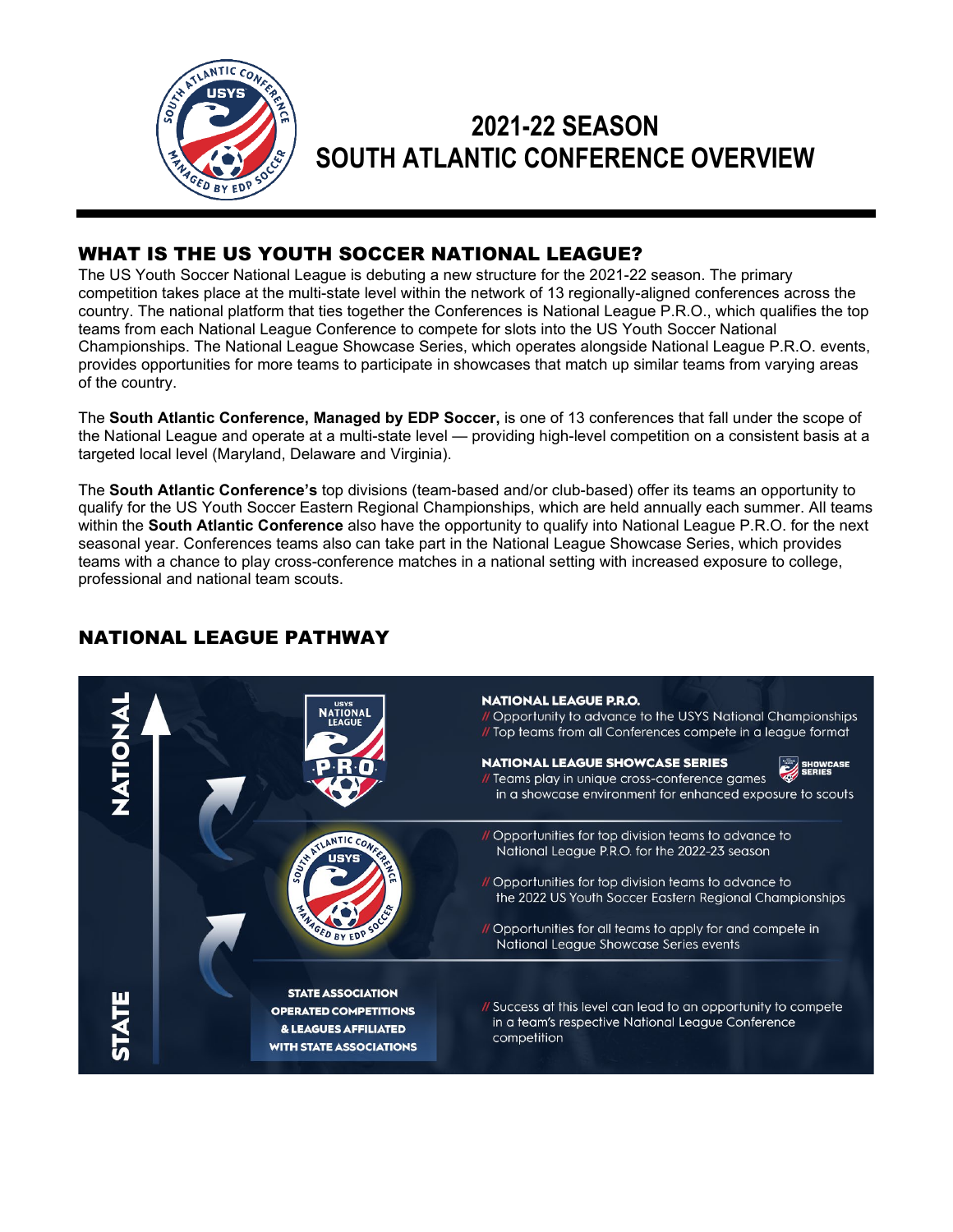# 2021-22 SEASON
# SOUTH ATLANTIC CONFERENCE OVERVIEW

## WHAT IS THE US YOUTH SOCCER NATIONAL LEAGUE?

The US Youth Soccer National League is debuting a new structure for the 2021-22 season. The primary competition takes place at the multi-state level within the network of 13 regionally-aligned conferences across the country. The national platform that ties together the Conferences is National League P.R.O., which qualifies the top teams from each National League Conference to compete for slots into the US Youth Soccer National Championships. The National League Showcase Series, which operates alongside National League P.R.O. events, provides opportunities for more teams to participate in showcases that match up similar teams from varying areas of the country.

The **South Atlantic Conference, Managed by EDP Soccer,** is one of 13 conferences that fall under the scope of the National League and operate at a multi-state level — providing high-level competition on a consistent basis at a targeted local level (Maryland, Delaware and Virginia).

The **South Atlantic Conference's** top divisions (team-based and/or club-based) offer its teams an opportunity to qualify for the US Youth Soccer Eastern Regional Championships, which are held annually each summer. All teams within the **South Atlantic Conference** also have the opportunity to qualify into National League P.R.O. for the next seasonal year. Conferences teams also can take part in the National League Showcase Series, which provides teams with a chance to play cross-conference matches in a national setting with increased exposure to college, professional and national team scouts.

## NATIONAL LEAGUE PATHWAY

NATIONAL

USYS NATIONAL LEAGUE P.R.O.

**NATIONAL LEAGUE P.R.O.**
// Opportunity to advance to the USYS National Championships
// Top teams from all Conferences compete in a league format

**NATIONAL LEAGUE SHOWCASE SERIES**
// Teams play in unique cross-conference games in a showcase environment for enhanced exposure to scouts

SOUTH ATLANTIC CONFERENCE USYS MANAGED BY EDP SOCCER

// Opportunities for top division teams to advance to National League P.R.O. for the 2022-23 season
// Opportunities for top division teams to advance to the 2022 US Youth Soccer Eastern Regional Championships
// Opportunities for all teams to apply for and compete in National League Showcase Series events

STATE

**STATE ASSOCIATION OPERATED COMPETITIONS & LEAGUES AFFILIATED WITH STATE ASSOCIATIONS**

// Success at this level can lead to an opportunity to compete in a team's respective National League Conference competition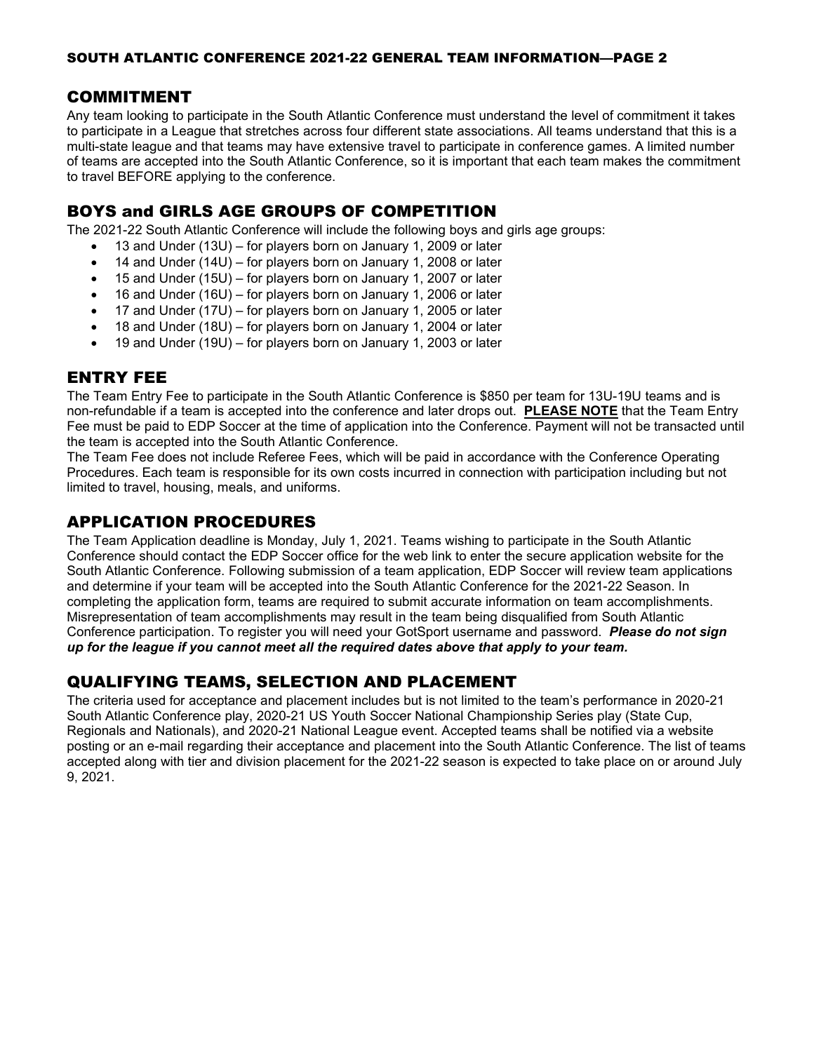## COMMITMENT

Any team looking to participate in the South Atlantic Conference must understand the level of commitment it takes to participate in a League that stretches across four different state associations. All teams understand that this is a multi-state league and that teams may have extensive travel to participate in conference games. A limited number of teams are accepted into the South Atlantic Conference, so it is important that each team makes the commitment to travel BEFORE applying to the conference.

## BOYS and GIRLS AGE GROUPS OF COMPETITION

The 2021-22 South Atlantic Conference will include the following boys and girls age groups:

- 13 and Under (13U) – for players born on January 1, 2009 or later
- 14 and Under (14U) – for players born on January 1, 2008 or later
- 15 and Under (15U) – for players born on January 1, 2007 or later
- 16 and Under (16U) – for players born on January 1, 2006 or later
- 17 and Under (17U) – for players born on January 1, 2005 or later
- 18 and Under (18U) – for players born on January 1, 2004 or later
- 19 and Under (19U) – for players born on January 1, 2003 or later

## ENTRY FEE

The Team Entry Fee to participate in the South Atlantic Conference is $850 per team for 13U-19U teams and is non-refundable if a team is accepted into the conference and later drops out. **PLEASE NOTE** that the Team Entry Fee must be paid to EDP Soccer at the time of application into the Conference. Payment will not be transacted until the team is accepted into the South Atlantic Conference.

The Team Fee does not include Referee Fees, which will be paid in accordance with the Conference Operating Procedures. Each team is responsible for its own costs incurred in connection with participation including but not limited to travel, housing, meals, and uniforms.

## APPLICATION PROCEDURES

The Team Application deadline is Monday, July 1, 2021. Teams wishing to participate in the South Atlantic Conference should contact the EDP Soccer office for the web link to enter the secure application website for the South Atlantic Conference. Following submission of a team application, EDP Soccer will review team applications and determine if your team will be accepted into the South Atlantic Conference for the 2021-22 Season. In completing the application form, teams are required to submit accurate information on team accomplishments. Misrepresentation of team accomplishments may result in the team being disqualified from South Atlantic Conference participation. To register you will need your GotSport username and password. ***Please do not sign up for the league if you cannot meet all the required dates above that apply to your team.***

## QUALIFYING TEAMS, SELECTION AND PLACEMENT

The criteria used for acceptance and placement includes but is not limited to the team's performance in 2020-21 South Atlantic Conference play, 2020-21 US Youth Soccer National Championship Series play (State Cup, Regionals and Nationals), and 2020-21 National League event. Accepted teams shall be notified via a website posting or an e-mail regarding their acceptance and placement into the South Atlantic Conference. The list of teams accepted along with tier and division placement for the 2021-22 season is expected to take place on or around July 9, 2021.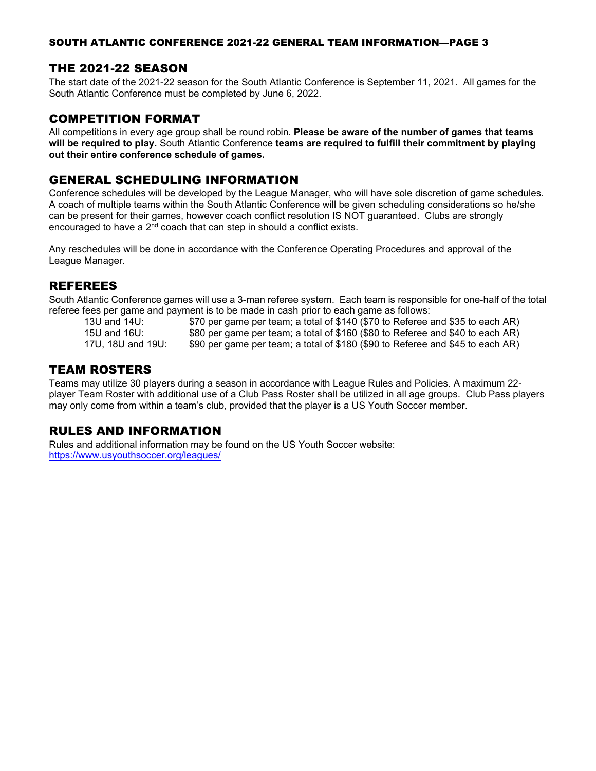## THE 2021-22 SEASON

The start date of the 2021-22 season for the South Atlantic Conference is September 11, 2021. All games for the South Atlantic Conference must be completed by June 6, 2022.

## COMPETITION FORMAT

All competitions in every age group shall be round robin. **Please be aware of the number of games that teams will be required to play.** South Atlantic Conference **teams are required to fulfill their commitment by playing out their entire conference schedule of games.**

## GENERAL SCHEDULING INFORMATION

Conference schedules will be developed by the League Manager, who will have sole discretion of game schedules. A coach of multiple teams within the South Atlantic Conference will be given scheduling considerations so he/she can be present for their games, however coach conflict resolution IS NOT guaranteed. Clubs are strongly encouraged to have a 2nd coach that can step in should a conflict exists.

Any reschedules will be done in accordance with the Conference Operating Procedures and approval of the League Manager.

## REFEREES

South Atlantic Conference games will use a 3-man referee system. Each team is responsible for one-half of the total referee fees per game and payment is to be made in cash prior to each game as follows:

| | |
|---|---|
| 13U and 14U: | $70 per game per team; a total of $140 ($70 to Referee and $35 to each AR) |
| 15U and 16U: | $80 per game per team; a total of $160 ($80 to Referee and $40 to each AR) |
| 17U, 18U and 19U: | $90 per game per team; a total of $180 ($90 to Referee and $45 to each AR) |

## TEAM ROSTERS

Teams may utilize 30 players during a season in accordance with League Rules and Policies. A maximum 22-player Team Roster with additional use of a Club Pass Roster shall be utilized in all age groups. Club Pass players may only come from within a team's club, provided that the player is a US Youth Soccer member.

## RULES AND INFORMATION

Rules and additional information may be found on the US Youth Soccer website:
https://www.usyouthsoccer.org/leagues/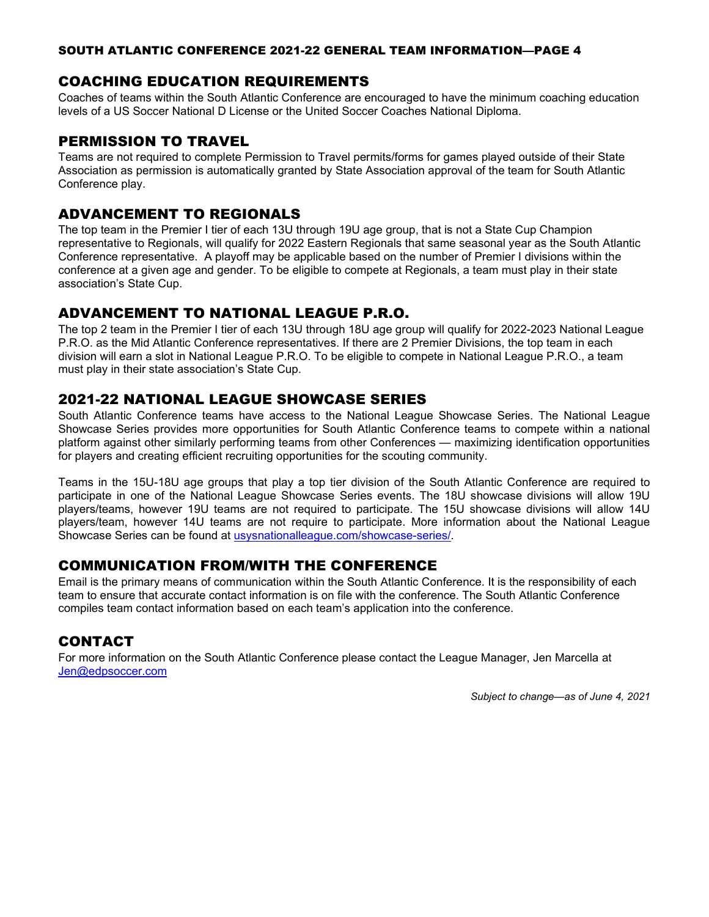## COACHING EDUCATION REQUIREMENTS

Coaches of teams within the South Atlantic Conference are encouraged to have the minimum coaching education levels of a US Soccer National D License or the United Soccer Coaches National Diploma.

## PERMISSION TO TRAVEL

Teams are not required to complete Permission to Travel permits/forms for games played outside of their State Association as permission is automatically granted by State Association approval of the team for South Atlantic Conference play.

## ADVANCEMENT TO REGIONALS

The top team in the Premier I tier of each 13U through 19U age group, that is not a State Cup Champion representative to Regionals, will qualify for 2022 Eastern Regionals that same seasonal year as the South Atlantic Conference representative. A playoff may be applicable based on the number of Premier I divisions within the conference at a given age and gender. To be eligible to compete at Regionals, a team must play in their state association's State Cup.

## ADVANCEMENT TO NATIONAL LEAGUE P.R.O.

The top 2 team in the Premier I tier of each 13U through 18U age group will qualify for 2022-2023 National League P.R.O. as the Mid Atlantic Conference representatives. If there are 2 Premier Divisions, the top team in each division will earn a slot in National League P.R.O. To be eligible to compete in National League P.R.O., a team must play in their state association's State Cup.

## 2021-22 NATIONAL LEAGUE SHOWCASE SERIES

South Atlantic Conference teams have access to the National League Showcase Series. The National League Showcase Series provides more opportunities for South Atlantic Conference teams to compete within a national platform against other similarly performing teams from other Conferences — maximizing identification opportunities for players and creating efficient recruiting opportunities for the scouting community.

Teams in the 15U-18U age groups that play a top tier division of the South Atlantic Conference are required to participate in one of the National League Showcase Series events. The 18U showcase divisions will allow 19U players/teams, however 19U teams are not required to participate. The 15U showcase divisions will allow 14U players/team, however 14U teams are not require to participate. More information about the National League Showcase Series can be found at usysnationalleague.com/showcase-series/.

## COMMUNICATION FROM/WITH THE CONFERENCE

Email is the primary means of communication within the South Atlantic Conference. It is the responsibility of each team to ensure that accurate contact information is on file with the conference. The South Atlantic Conference compiles team contact information based on each team's application into the conference.

## CONTACT

For more information on the South Atlantic Conference please contact the League Manager, Jen Marcella at Jen@edpsoccer.com

*Subject to change—as of June 4, 2021*